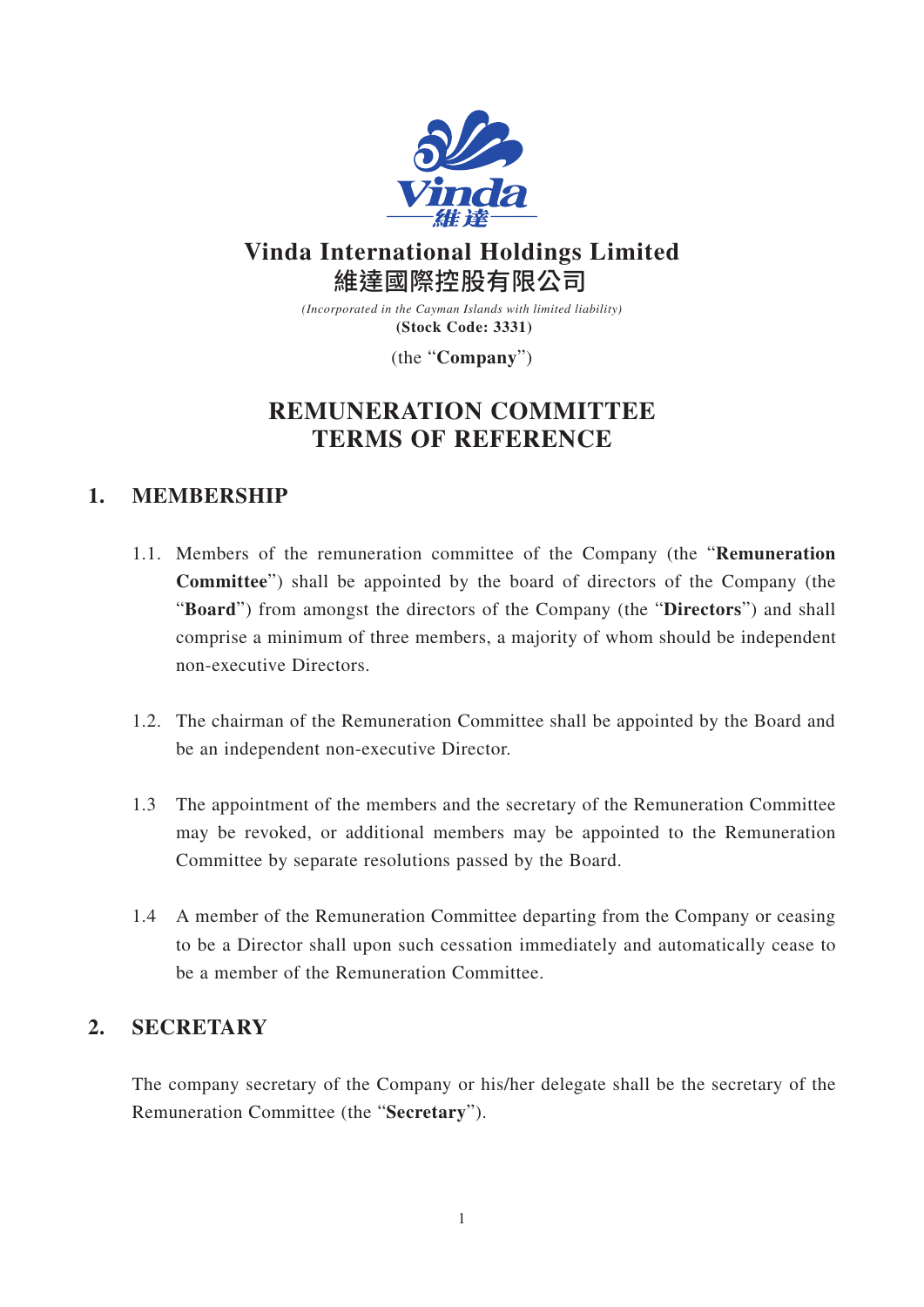# Vinda International Holdings Limited
# 維達國際控股有限公司

*(Incorporated in the Cayman Islands with limited liability)*
**(Stock Code: 3331)**

(the "**Company**")

# REMUNERATION COMMITTEE TERMS OF REFERENCE

## 1. MEMBERSHIP

1.1. Members of the remuneration committee of the Company (the "**Remuneration Committee**") shall be appointed by the board of directors of the Company (the "**Board**") from amongst the directors of the Company (the "**Directors**") and shall comprise a minimum of three members, a majority of whom should be independent non-executive Directors.

1.2. The chairman of the Remuneration Committee shall be appointed by the Board and be an independent non-executive Director.

1.3 The appointment of the members and the secretary of the Remuneration Committee may be revoked, or additional members may be appointed to the Remuneration Committee by separate resolutions passed by the Board.

1.4 A member of the Remuneration Committee departing from the Company or ceasing to be a Director shall upon such cessation immediately and automatically cease to be a member of the Remuneration Committee.

## 2. SECRETARY

The company secretary of the Company or his/her delegate shall be the secretary of the Remuneration Committee (the "**Secretary**").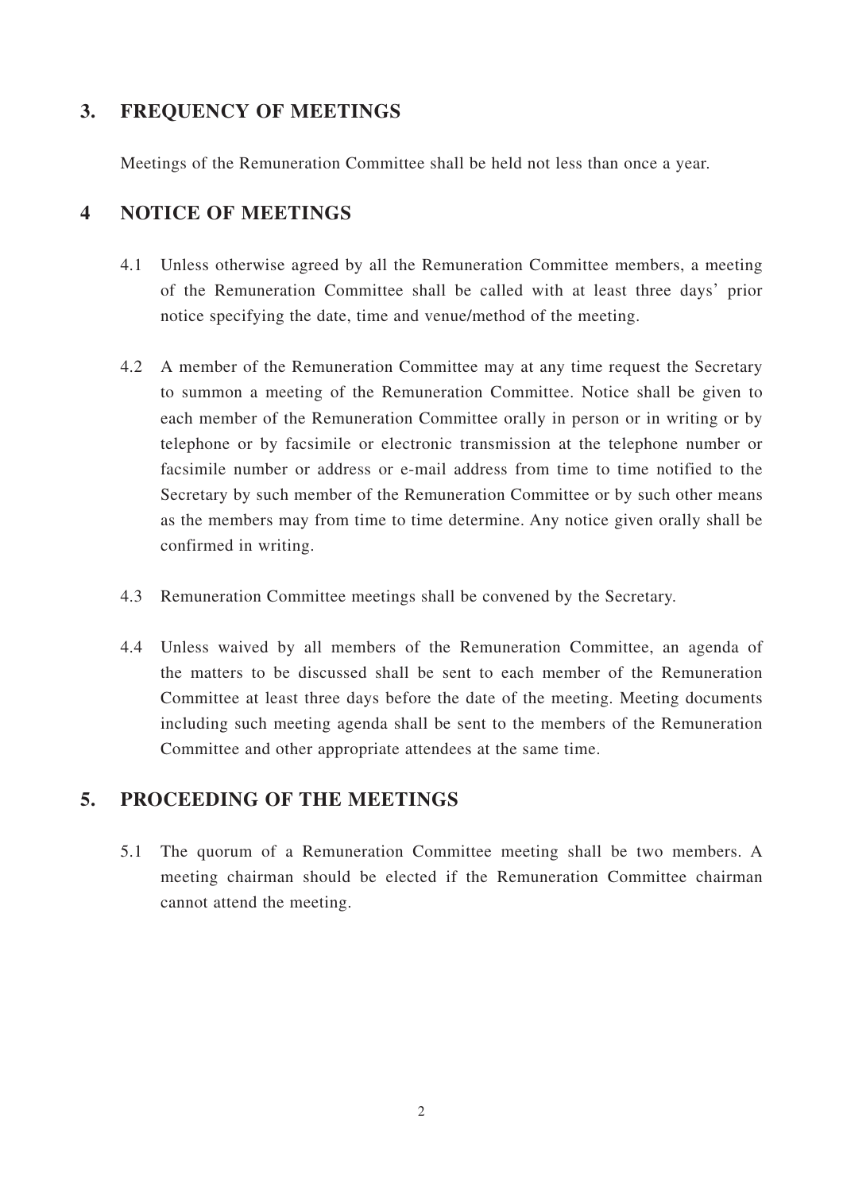## 3. FREQUENCY OF MEETINGS

Meetings of the Remuneration Committee shall be held not less than once a year.

## 4 NOTICE OF MEETINGS

4.1 Unless otherwise agreed by all the Remuneration Committee members, a meeting of the Remuneration Committee shall be called with at least three days' prior notice specifying the date, time and venue/method of the meeting.

4.2 A member of the Remuneration Committee may at any time request the Secretary to summon a meeting of the Remuneration Committee. Notice shall be given to each member of the Remuneration Committee orally in person or in writing or by telephone or by facsimile or electronic transmission at the telephone number or facsimile number or address or e-mail address from time to time notified to the Secretary by such member of the Remuneration Committee or by such other means as the members may from time to time determine. Any notice given orally shall be confirmed in writing.

4.3 Remuneration Committee meetings shall be convened by the Secretary.

4.4 Unless waived by all members of the Remuneration Committee, an agenda of the matters to be discussed shall be sent to each member of the Remuneration Committee at least three days before the date of the meeting. Meeting documents including such meeting agenda shall be sent to the members of the Remuneration Committee and other appropriate attendees at the same time.

## 5. PROCEEDING OF THE MEETINGS

5.1 The quorum of a Remuneration Committee meeting shall be two members. A meeting chairman should be elected if the Remuneration Committee chairman cannot attend the meeting.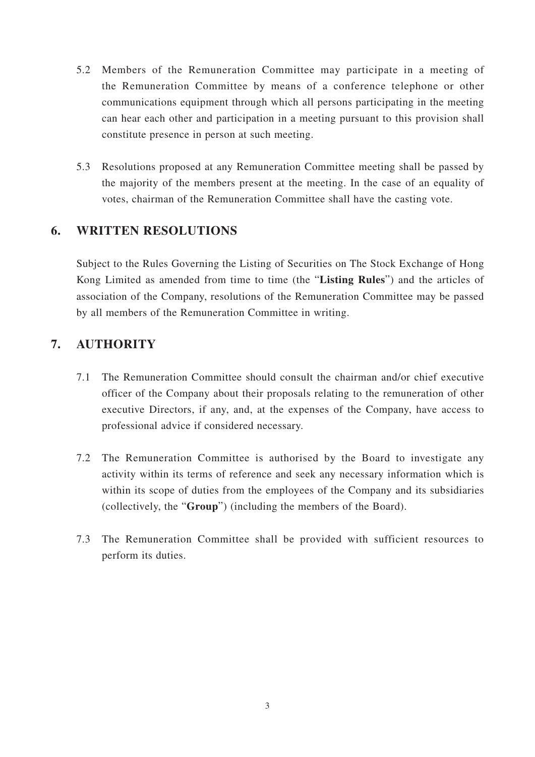5.2 Members of the Remuneration Committee may participate in a meeting of the Remuneration Committee by means of a conference telephone or other communications equipment through which all persons participating in the meeting can hear each other and participation in a meeting pursuant to this provision shall constitute presence in person at such meeting.

5.3 Resolutions proposed at any Remuneration Committee meeting shall be passed by the majority of the members present at the meeting. In the case of an equality of votes, chairman of the Remuneration Committee shall have the casting vote.

## 6. WRITTEN RESOLUTIONS

Subject to the Rules Governing the Listing of Securities on The Stock Exchange of Hong Kong Limited as amended from time to time (the "**Listing Rules**") and the articles of association of the Company, resolutions of the Remuneration Committee may be passed by all members of the Remuneration Committee in writing.

## 7. AUTHORITY

7.1 The Remuneration Committee should consult the chairman and/or chief executive officer of the Company about their proposals relating to the remuneration of other executive Directors, if any, and, at the expenses of the Company, have access to professional advice if considered necessary.

7.2 The Remuneration Committee is authorised by the Board to investigate any activity within its terms of reference and seek any necessary information which is within its scope of duties from the employees of the Company and its subsidiaries (collectively, the "**Group**") (including the members of the Board).

7.3 The Remuneration Committee shall be provided with sufficient resources to perform its duties.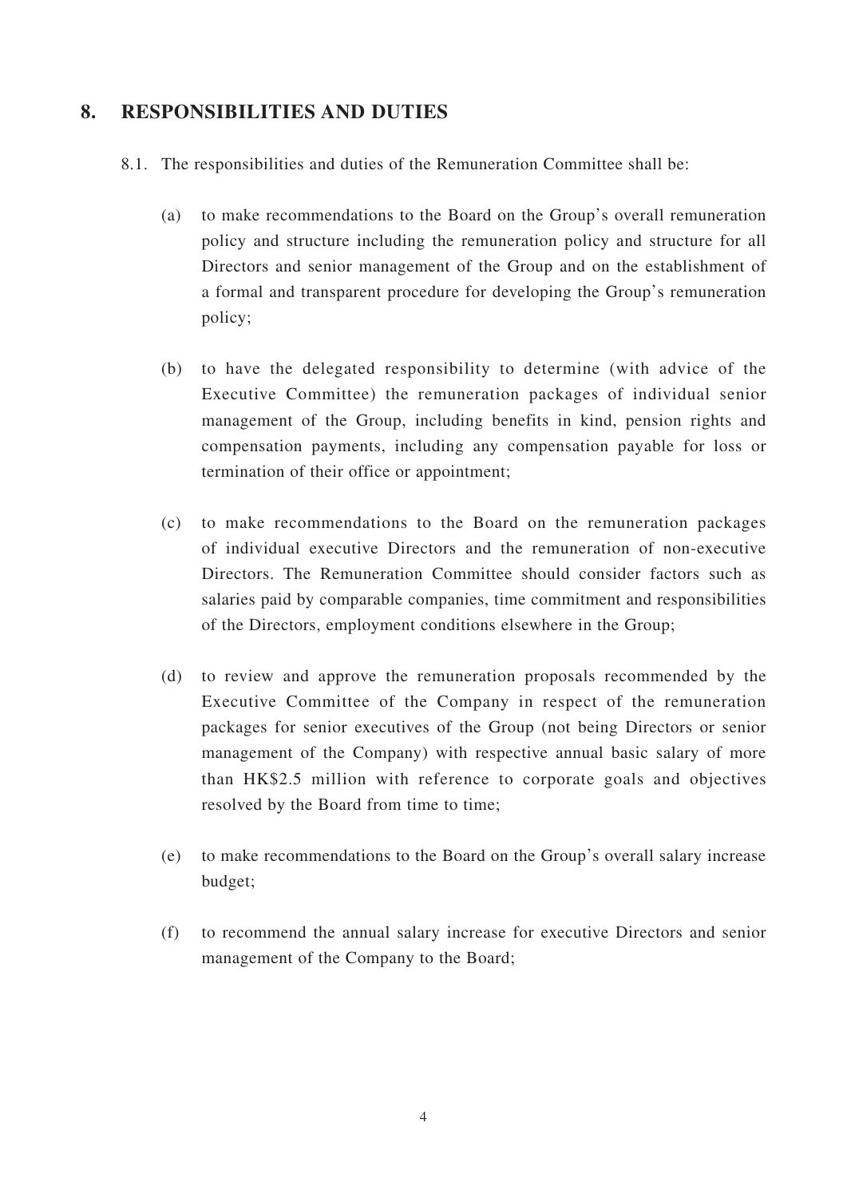## 8. RESPONSIBILITIES AND DUTIES

8.1. The responsibilities and duties of the Remuneration Committee shall be:

(a) to make recommendations to the Board on the Group's overall remuneration policy and structure including the remuneration policy and structure for all Directors and senior management of the Group and on the establishment of a formal and transparent procedure for developing the Group's remuneration policy;

(b) to have the delegated responsibility to determine (with advice of the Executive Committee) the remuneration packages of individual senior management of the Group, including benefits in kind, pension rights and compensation payments, including any compensation payable for loss or termination of their office or appointment;

(c) to make recommendations to the Board on the remuneration packages of individual executive Directors and the remuneration of non-executive Directors. The Remuneration Committee should consider factors such as salaries paid by comparable companies, time commitment and responsibilities of the Directors, employment conditions elsewhere in the Group;

(d) to review and approve the remuneration proposals recommended by the Executive Committee of the Company in respect of the remuneration packages for senior executives of the Group (not being Directors or senior management of the Company) with respective annual basic salary of more than HK$2.5 million with reference to corporate goals and objectives resolved by the Board from time to time;

(e) to make recommendations to the Board on the Group's overall salary increase budget;

(f) to recommend the annual salary increase for executive Directors and senior management of the Company to the Board;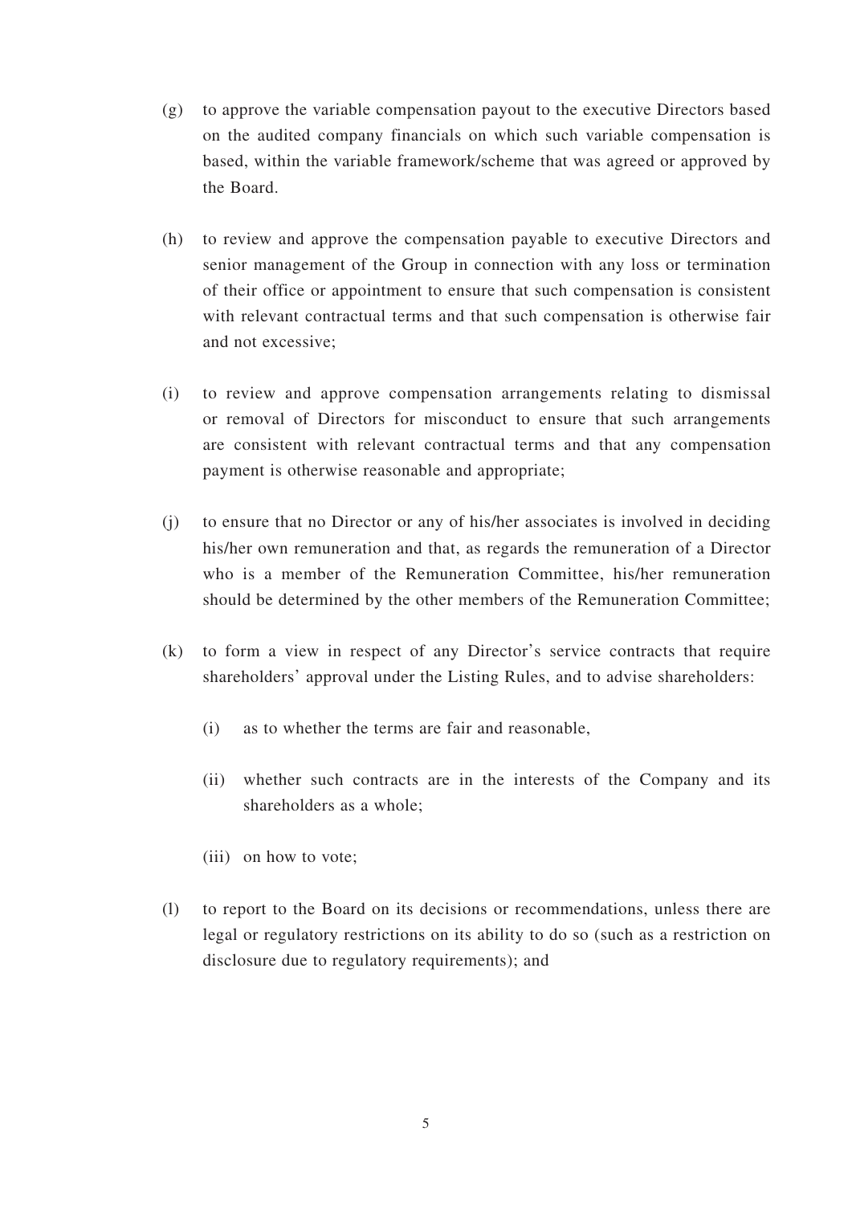(g) to approve the variable compensation payout to the executive Directors based on the audited company financials on which such variable compensation is based, within the variable framework/scheme that was agreed or approved by the Board.

(h) to review and approve the compensation payable to executive Directors and senior management of the Group in connection with any loss or termination of their office or appointment to ensure that such compensation is consistent with relevant contractual terms and that such compensation is otherwise fair and not excessive;

(i) to review and approve compensation arrangements relating to dismissal or removal of Directors for misconduct to ensure that such arrangements are consistent with relevant contractual terms and that any compensation payment is otherwise reasonable and appropriate;

(j) to ensure that no Director or any of his/her associates is involved in deciding his/her own remuneration and that, as regards the remuneration of a Director who is a member of the Remuneration Committee, his/her remuneration should be determined by the other members of the Remuneration Committee;

(k) to form a view in respect of any Director's service contracts that require shareholders' approval under the Listing Rules, and to advise shareholders:

    (i) as to whether the terms are fair and reasonable,

    (ii) whether such contracts are in the interests of the Company and its shareholders as a whole;

    (iii) on how to vote;

(l) to report to the Board on its decisions or recommendations, unless there are legal or regulatory restrictions on its ability to do so (such as a restriction on disclosure due to regulatory requirements); and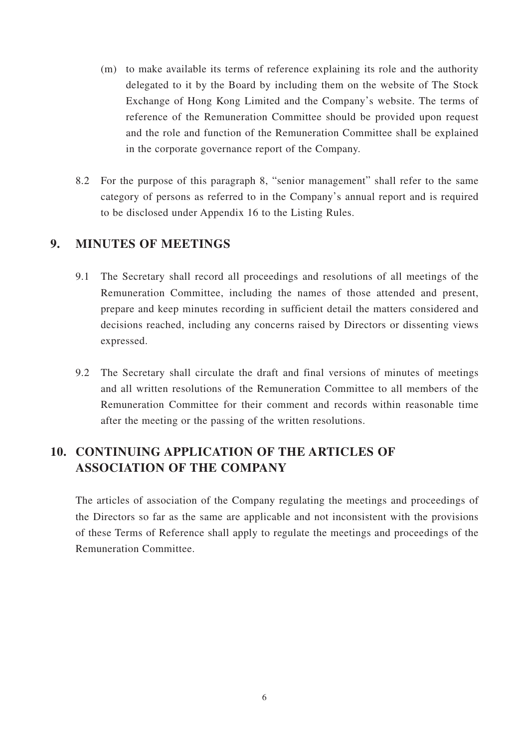(m) to make available its terms of reference explaining its role and the authority delegated to it by the Board by including them on the website of The Stock Exchange of Hong Kong Limited and the Company's website. The terms of reference of the Remuneration Committee should be provided upon request and the role and function of the Remuneration Committee shall be explained in the corporate governance report of the Company.

8.2 For the purpose of this paragraph 8, "senior management" shall refer to the same category of persons as referred to in the Company's annual report and is required to be disclosed under Appendix 16 to the Listing Rules.

## 9. MINUTES OF MEETINGS

9.1 The Secretary shall record all proceedings and resolutions of all meetings of the Remuneration Committee, including the names of those attended and present, prepare and keep minutes recording in sufficient detail the matters considered and decisions reached, including any concerns raised by Directors or dissenting views expressed.

9.2 The Secretary shall circulate the draft and final versions of minutes of meetings and all written resolutions of the Remuneration Committee to all members of the Remuneration Committee for their comment and records within reasonable time after the meeting or the passing of the written resolutions.

## 10. CONTINUING APPLICATION OF THE ARTICLES OF ASSOCIATION OF THE COMPANY

The articles of association of the Company regulating the meetings and proceedings of the Directors so far as the same are applicable and not inconsistent with the provisions of these Terms of Reference shall apply to regulate the meetings and proceedings of the Remuneration Committee.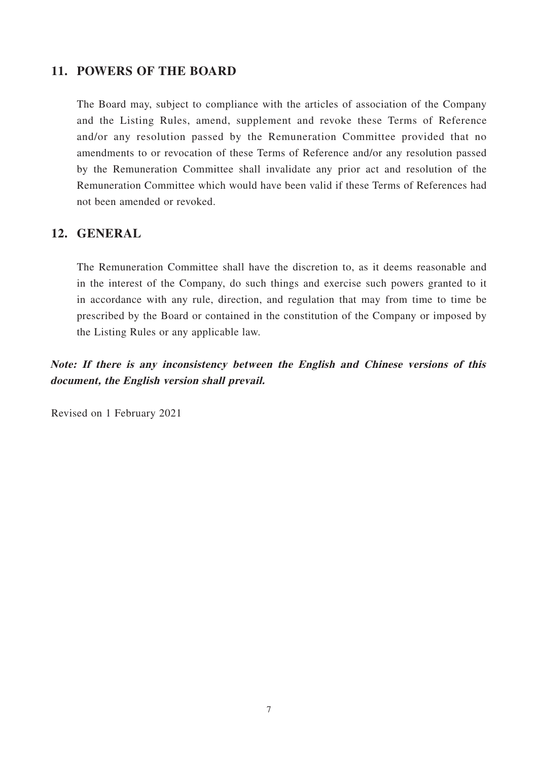## 11. POWERS OF THE BOARD

The Board may, subject to compliance with the articles of association of the Company and the Listing Rules, amend, supplement and revoke these Terms of Reference and/or any resolution passed by the Remuneration Committee provided that no amendments to or revocation of these Terms of Reference and/or any resolution passed by the Remuneration Committee shall invalidate any prior act and resolution of the Remuneration Committee which would have been valid if these Terms of References had not been amended or revoked.

## 12. GENERAL

The Remuneration Committee shall have the discretion to, as it deems reasonable and in the interest of the Company, do such things and exercise such powers granted to it in accordance with any rule, direction, and regulation that may from time to time be prescribed by the Board or contained in the constitution of the Company or imposed by the Listing Rules or any applicable law.

***Note: If there is any inconsistency between the English and Chinese versions of this document, the English version shall prevail.***

Revised on 1 February 2021